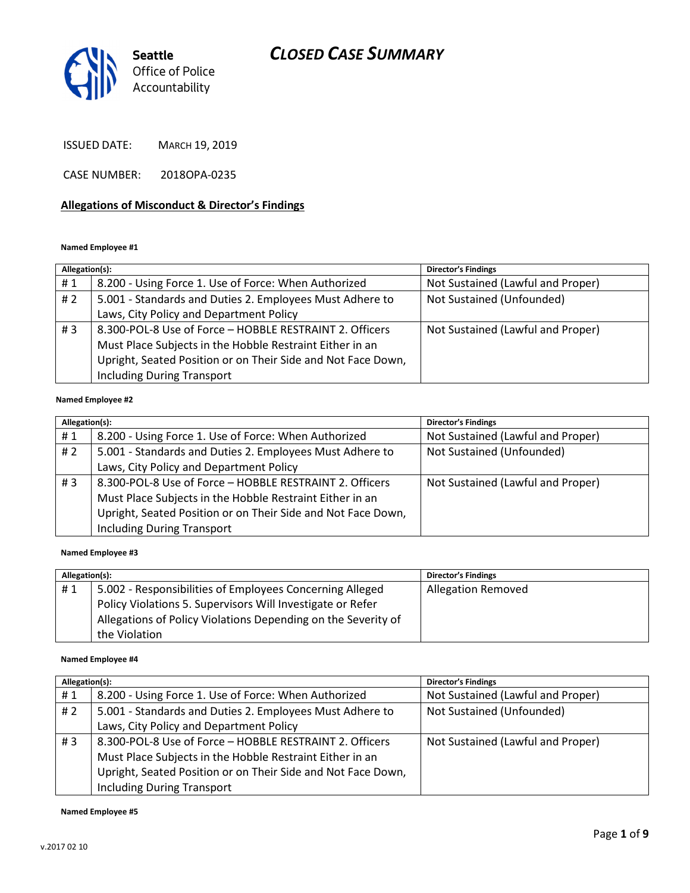# CLOSED CASE SUMMARY

Seattle Office of Police Accountability

ISSUED DATE: MARCH 19, 2019

CASE NUMBER: 2018OPA-0235

## Allegations of Misconduct & Director's Findings

**Named Employee #1**

| Allegation(s): | | Director's Findings |
|---|---|---|
| # 1 | 8.200 - Using Force 1. Use of Force: When Authorized | Not Sustained (Lawful and Proper) |
| # 2 | 5.001 - Standards and Duties 2. Employees Must Adhere to Laws, City Policy and Department Policy | Not Sustained (Unfounded) |
| # 3 | 8.300-POL-8 Use of Force – HOBBLE RESTRAINT 2. Officers Must Place Subjects in the Hobble Restraint Either in an Upright, Seated Position or on Their Side and Not Face Down, Including During Transport | Not Sustained (Lawful and Proper) |

**Named Employee #2**

| Allegation(s): | | Director's Findings |
|---|---|---|
| # 1 | 8.200 - Using Force 1. Use of Force: When Authorized | Not Sustained (Lawful and Proper) |
| # 2 | 5.001 - Standards and Duties 2. Employees Must Adhere to Laws, City Policy and Department Policy | Not Sustained (Unfounded) |
| # 3 | 8.300-POL-8 Use of Force – HOBBLE RESTRAINT 2. Officers Must Place Subjects in the Hobble Restraint Either in an Upright, Seated Position or on Their Side and Not Face Down, Including During Transport | Not Sustained (Lawful and Proper) |

**Named Employee #3**

| Allegation(s): | | Director's Findings |
|---|---|---|
| # 1 | 5.002 - Responsibilities of Employees Concerning Alleged Policy Violations 5. Supervisors Will Investigate or Refer Allegations of Policy Violations Depending on the Severity of the Violation | Allegation Removed |

**Named Employee #4**

| Allegation(s): | | Director's Findings |
|---|---|---|
| # 1 | 8.200 - Using Force 1. Use of Force: When Authorized | Not Sustained (Lawful and Proper) |
| # 2 | 5.001 - Standards and Duties 2. Employees Must Adhere to Laws, City Policy and Department Policy | Not Sustained (Unfounded) |
| # 3 | 8.300-POL-8 Use of Force – HOBBLE RESTRAINT 2. Officers Must Place Subjects in the Hobble Restraint Either in an Upright, Seated Position or on Their Side and Not Face Down, Including During Transport | Not Sustained (Lawful and Proper) |

**Named Employee #5**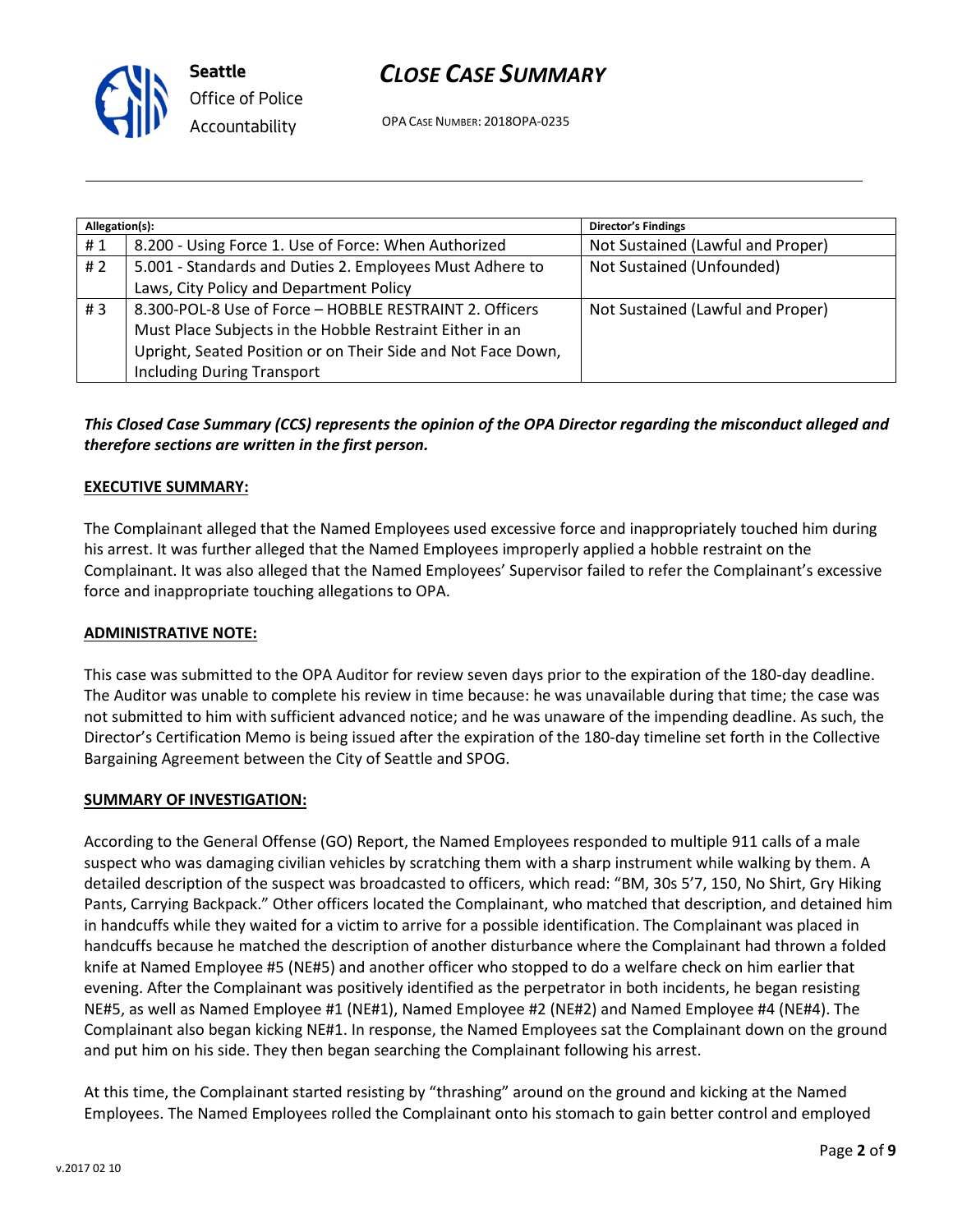| Allegation(s): | | Director's Findings |
|---|---|---|
| # 1 | 8.200 - Using Force 1. Use of Force: When Authorized | Not Sustained (Lawful and Proper) |
| # 2 | 5.001 - Standards and Duties 2. Employees Must Adhere to Laws, City Policy and Department Policy | Not Sustained (Unfounded) |
| # 3 | 8.300-POL-8 Use of Force – HOBBLE RESTRAINT 2. Officers Must Place Subjects in the Hobble Restraint Either in an Upright, Seated Position or on Their Side and Not Face Down, Including During Transport | Not Sustained (Lawful and Proper) |

***This Closed Case Summary (CCS) represents the opinion of the OPA Director regarding the misconduct alleged and therefore sections are written in the first person.***

**EXECUTIVE SUMMARY:**

The Complainant alleged that the Named Employees used excessive force and inappropriately touched him during his arrest. It was further alleged that the Named Employees improperly applied a hobble restraint on the Complainant. It was also alleged that the Named Employees' Supervisor failed to refer the Complainant's excessive force and inappropriate touching allegations to OPA.

**ADMINISTRATIVE NOTE:**

This case was submitted to the OPA Auditor for review seven days prior to the expiration of the 180-day deadline. The Auditor was unable to complete his review in time because: he was unavailable during that time; the case was not submitted to him with sufficient advanced notice; and he was unaware of the impending deadline. As such, the Director's Certification Memo is being issued after the expiration of the 180-day timeline set forth in the Collective Bargaining Agreement between the City of Seattle and SPOG.

**SUMMARY OF INVESTIGATION:**

According to the General Offense (GO) Report, the Named Employees responded to multiple 911 calls of a male suspect who was damaging civilian vehicles by scratching them with a sharp instrument while walking by them. A detailed description of the suspect was broadcasted to officers, which read: "BM, 30s 5'7, 150, No Shirt, Gry Hiking Pants, Carrying Backpack." Other officers located the Complainant, who matched that description, and detained him in handcuffs while they waited for a victim to arrive for a possible identification. The Complainant was placed in handcuffs because he matched the description of another disturbance where the Complainant had thrown a folded knife at Named Employee #5 (NE#5) and another officer who stopped to do a welfare check on him earlier that evening. After the Complainant was positively identified as the perpetrator in both incidents, he began resisting NE#5, as well as Named Employee #1 (NE#1), Named Employee #2 (NE#2) and Named Employee #4 (NE#4). The Complainant also began kicking NE#1. In response, the Named Employees sat the Complainant down on the ground and put him on his side. They then began searching the Complainant following his arrest.

At this time, the Complainant started resisting by "thrashing" around on the ground and kicking at the Named Employees. The Named Employees rolled the Complainant onto his stomach to gain better control and employed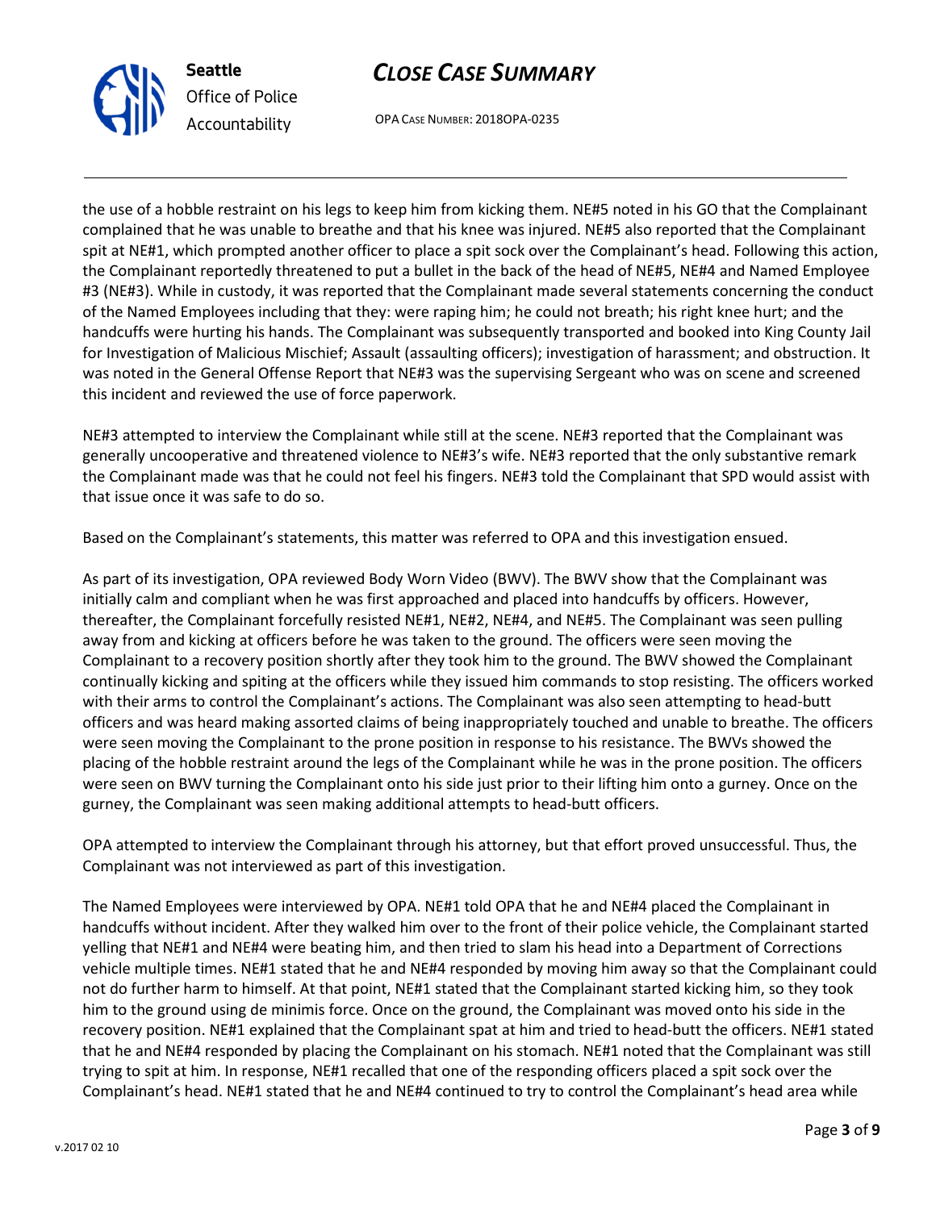the use of a hobble restraint on his legs to keep him from kicking them. NE#5 noted in his GO that the Complainant complained that he was unable to breathe and that his knee was injured. NE#5 also reported that the Complainant spit at NE#1, which prompted another officer to place a spit sock over the Complainant's head. Following this action, the Complainant reportedly threatened to put a bullet in the back of the head of NE#5, NE#4 and Named Employee #3 (NE#3). While in custody, it was reported that the Complainant made several statements concerning the conduct of the Named Employees including that they: were raping him; he could not breath; his right knee hurt; and the handcuffs were hurting his hands. The Complainant was subsequently transported and booked into King County Jail for Investigation of Malicious Mischief; Assault (assaulting officers); investigation of harassment; and obstruction. It was noted in the General Offense Report that NE#3 was the supervising Sergeant who was on scene and screened this incident and reviewed the use of force paperwork.

NE#3 attempted to interview the Complainant while still at the scene. NE#3 reported that the Complainant was generally uncooperative and threatened violence to NE#3's wife. NE#3 reported that the only substantive remark the Complainant made was that he could not feel his fingers. NE#3 told the Complainant that SPD would assist with that issue once it was safe to do so.

Based on the Complainant's statements, this matter was referred to OPA and this investigation ensued.

As part of its investigation, OPA reviewed Body Worn Video (BWV). The BWV show that the Complainant was initially calm and compliant when he was first approached and placed into handcuffs by officers. However, thereafter, the Complainant forcefully resisted NE#1, NE#2, NE#4, and NE#5. The Complainant was seen pulling away from and kicking at officers before he was taken to the ground. The officers were seen moving the Complainant to a recovery position shortly after they took him to the ground. The BWV showed the Complainant continually kicking and spiting at the officers while they issued him commands to stop resisting. The officers worked with their arms to control the Complainant's actions. The Complainant was also seen attempting to head-butt officers and was heard making assorted claims of being inappropriately touched and unable to breathe. The officers were seen moving the Complainant to the prone position in response to his resistance. The BWVs showed the placing of the hobble restraint around the legs of the Complainant while he was in the prone position. The officers were seen on BWV turning the Complainant onto his side just prior to their lifting him onto a gurney. Once on the gurney, the Complainant was seen making additional attempts to head-butt officers.

OPA attempted to interview the Complainant through his attorney, but that effort proved unsuccessful. Thus, the Complainant was not interviewed as part of this investigation.

The Named Employees were interviewed by OPA. NE#1 told OPA that he and NE#4 placed the Complainant in handcuffs without incident. After they walked him over to the front of their police vehicle, the Complainant started yelling that NE#1 and NE#4 were beating him, and then tried to slam his head into a Department of Corrections vehicle multiple times. NE#1 stated that he and NE#4 responded by moving him away so that the Complainant could not do further harm to himself. At that point, NE#1 stated that the Complainant started kicking him, so they took him to the ground using de minimis force. Once on the ground, the Complainant was moved onto his side in the recovery position. NE#1 explained that the Complainant spat at him and tried to head-butt the officers. NE#1 stated that he and NE#4 responded by placing the Complainant on his stomach. NE#1 noted that the Complainant was still trying to spit at him. In response, NE#1 recalled that one of the responding officers placed a spit sock over the Complainant's head. NE#1 stated that he and NE#4 continued to try to control the Complainant's head area while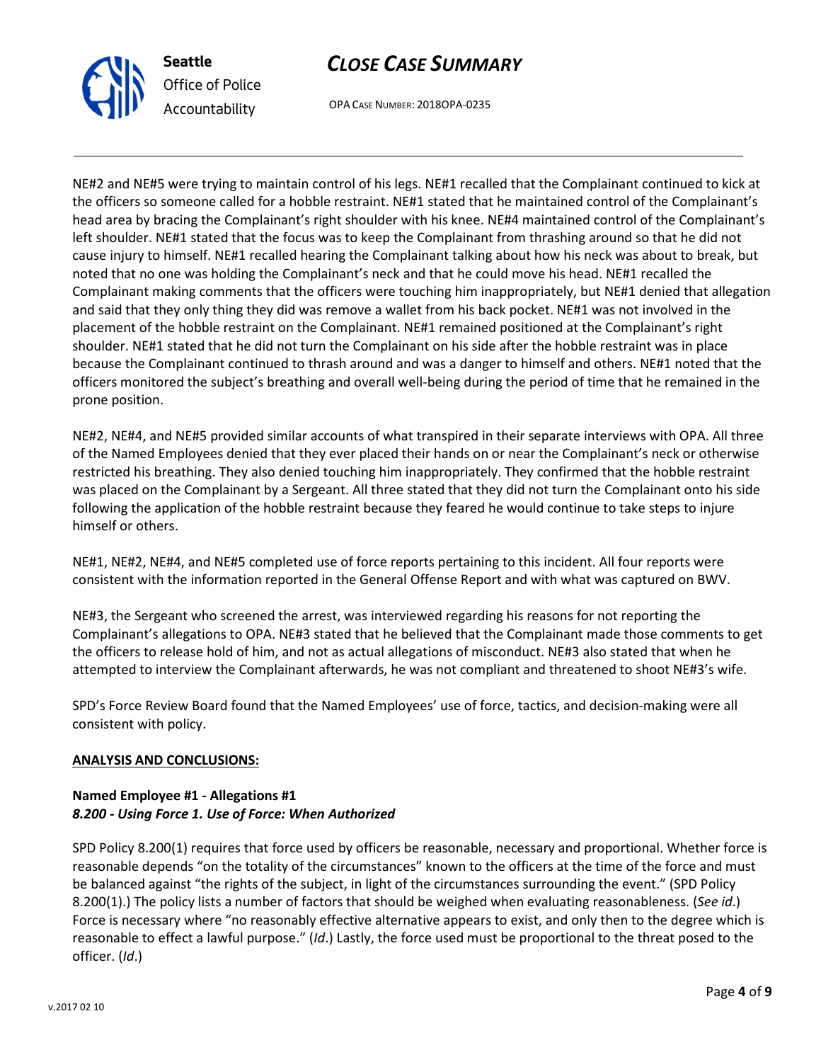NE#2 and NE#5 were trying to maintain control of his legs. NE#1 recalled that the Complainant continued to kick at the officers so someone called for a hobble restraint. NE#1 stated that he maintained control of the Complainant's head area by bracing the Complainant's right shoulder with his knee. NE#4 maintained control of the Complainant's left shoulder. NE#1 stated that the focus was to keep the Complainant from thrashing around so that he did not cause injury to himself. NE#1 recalled hearing the Complainant talking about how his neck was about to break, but noted that no one was holding the Complainant's neck and that he could move his head. NE#1 recalled the Complainant making comments that the officers were touching him inappropriately, but NE#1 denied that allegation and said that they only thing they did was remove a wallet from his back pocket. NE#1 was not involved in the placement of the hobble restraint on the Complainant. NE#1 remained positioned at the Complainant's right shoulder. NE#1 stated that he did not turn the Complainant on his side after the hobble restraint was in place because the Complainant continued to thrash around and was a danger to himself and others. NE#1 noted that the officers monitored the subject's breathing and overall well-being during the period of time that he remained in the prone position.

NE#2, NE#4, and NE#5 provided similar accounts of what transpired in their separate interviews with OPA. All three of the Named Employees denied that they ever placed their hands on or near the Complainant's neck or otherwise restricted his breathing. They also denied touching him inappropriately. They confirmed that the hobble restraint was placed on the Complainant by a Sergeant. All three stated that they did not turn the Complainant onto his side following the application of the hobble restraint because they feared he would continue to take steps to injure himself or others.

NE#1, NE#2, NE#4, and NE#5 completed use of force reports pertaining to this incident. All four reports were consistent with the information reported in the General Offense Report and with what was captured on BWV.

NE#3, the Sergeant who screened the arrest, was interviewed regarding his reasons for not reporting the Complainant's allegations to OPA. NE#3 stated that he believed that the Complainant made those comments to get the officers to release hold of him, and not as actual allegations of misconduct. NE#3 also stated that when he attempted to interview the Complainant afterwards, he was not compliant and threatened to shoot NE#3's wife.

SPD's Force Review Board found that the Named Employees' use of force, tactics, and decision-making were all consistent with policy.

## ANALYSIS AND CONCLUSIONS:

### Named Employee #1 - Allegations #1
***8.200 - Using Force 1. Use of Force: When Authorized***

SPD Policy 8.200(1) requires that force used by officers be reasonable, necessary and proportional. Whether force is reasonable depends "on the totality of the circumstances" known to the officers at the time of the force and must be balanced against "the rights of the subject, in light of the circumstances surrounding the event." (SPD Policy 8.200(1).) The policy lists a number of factors that should be weighed when evaluating reasonableness. (*See id*.) Force is necessary where "no reasonably effective alternative appears to exist, and only then to the degree which is reasonable to effect a lawful purpose." (*Id*.) Lastly, the force used must be proportional to the threat posed to the officer. (*Id*.)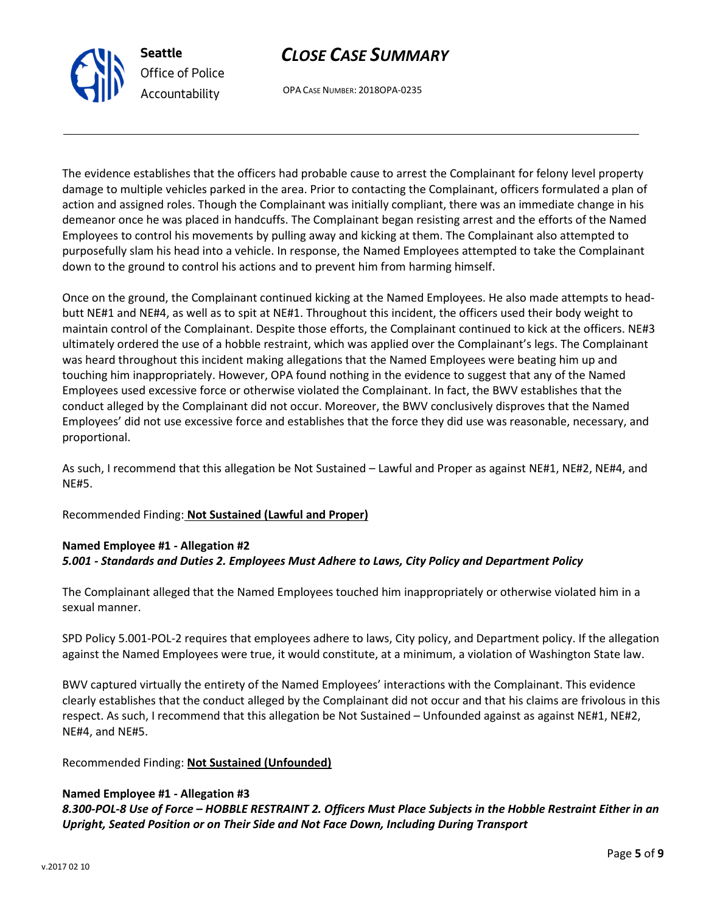The evidence establishes that the officers had probable cause to arrest the Complainant for felony level property damage to multiple vehicles parked in the area. Prior to contacting the Complainant, officers formulated a plan of action and assigned roles. Though the Complainant was initially compliant, there was an immediate change in his demeanor once he was placed in handcuffs. The Complainant began resisting arrest and the efforts of the Named Employees to control his movements by pulling away and kicking at them. The Complainant also attempted to purposefully slam his head into a vehicle. In response, the Named Employees attempted to take the Complainant down to the ground to control his actions and to prevent him from harming himself.

Once on the ground, the Complainant continued kicking at the Named Employees. He also made attempts to head-butt NE#1 and NE#4, as well as to spit at NE#1. Throughout this incident, the officers used their body weight to maintain control of the Complainant. Despite those efforts, the Complainant continued to kick at the officers. NE#3 ultimately ordered the use of a hobble restraint, which was applied over the Complainant's legs. The Complainant was heard throughout this incident making allegations that the Named Employees were beating him up and touching him inappropriately. However, OPA found nothing in the evidence to suggest that any of the Named Employees used excessive force or otherwise violated the Complainant. In fact, the BWV establishes that the conduct alleged by the Complainant did not occur. Moreover, the BWV conclusively disproves that the Named Employees' did not use excessive force and establishes that the force they did use was reasonable, necessary, and proportional.

As such, I recommend that this allegation be Not Sustained – Lawful and Proper as against NE#1, NE#2, NE#4, and NE#5.

Recommended Finding: **Not Sustained (Lawful and Proper)**

**Named Employee #1 - Allegation #2**
***5.001 - Standards and Duties 2. Employees Must Adhere to Laws, City Policy and Department Policy***

The Complainant alleged that the Named Employees touched him inappropriately or otherwise violated him in a sexual manner.

SPD Policy 5.001-POL-2 requires that employees adhere to laws, City policy, and Department policy. If the allegation against the Named Employees were true, it would constitute, at a minimum, a violation of Washington State law.

BWV captured virtually the entirety of the Named Employees' interactions with the Complainant. This evidence clearly establishes that the conduct alleged by the Complainant did not occur and that his claims are frivolous in this respect. As such, I recommend that this allegation be Not Sustained – Unfounded against as against NE#1, NE#2, NE#4, and NE#5.

Recommended Finding: **Not Sustained (Unfounded)**

**Named Employee #1 - Allegation #3**
***8.300-POL-8 Use of Force – HOBBLE RESTRAINT 2. Officers Must Place Subjects in the Hobble Restraint Either in an Upright, Seated Position or on Their Side and Not Face Down, Including During Transport***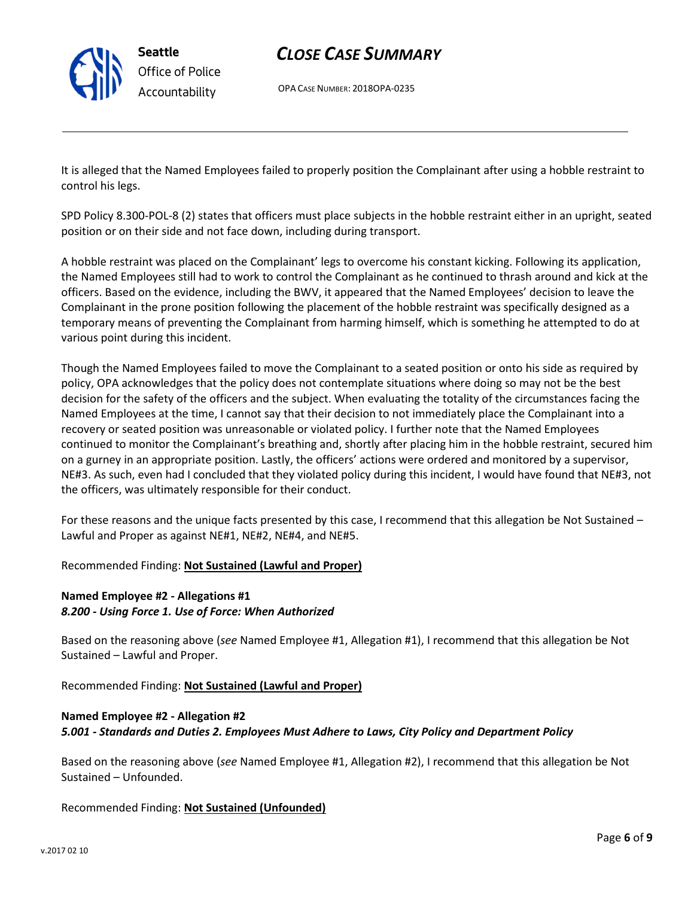It is alleged that the Named Employees failed to properly position the Complainant after using a hobble restraint to control his legs.

SPD Policy 8.300-POL-8 (2) states that officers must place subjects in the hobble restraint either in an upright, seated position or on their side and not face down, including during transport.

A hobble restraint was placed on the Complainant' legs to overcome his constant kicking. Following its application, the Named Employees still had to work to control the Complainant as he continued to thrash around and kick at the officers. Based on the evidence, including the BWV, it appeared that the Named Employees' decision to leave the Complainant in the prone position following the placement of the hobble restraint was specifically designed as a temporary means of preventing the Complainant from harming himself, which is something he attempted to do at various point during this incident.

Though the Named Employees failed to move the Complainant to a seated position or onto his side as required by policy, OPA acknowledges that the policy does not contemplate situations where doing so may not be the best decision for the safety of the officers and the subject. When evaluating the totality of the circumstances facing the Named Employees at the time, I cannot say that their decision to not immediately place the Complainant into a recovery or seated position was unreasonable or violated policy. I further note that the Named Employees continued to monitor the Complainant's breathing and, shortly after placing him in the hobble restraint, secured him on a gurney in an appropriate position. Lastly, the officers' actions were ordered and monitored by a supervisor, NE#3. As such, even had I concluded that they violated policy during this incident, I would have found that NE#3, not the officers, was ultimately responsible for their conduct.

For these reasons and the unique facts presented by this case, I recommend that this allegation be Not Sustained – Lawful and Proper as against NE#1, NE#2, NE#4, and NE#5.

Recommended Finding: **Not Sustained (Lawful and Proper)**

**Named Employee #2 - Allegations #1**
***8.200 - Using Force 1. Use of Force: When Authorized***

Based on the reasoning above (*see* Named Employee #1, Allegation #1), I recommend that this allegation be Not Sustained – Lawful and Proper.

Recommended Finding: **Not Sustained (Lawful and Proper)**

**Named Employee #2 - Allegation #2**
***5.001 - Standards and Duties 2. Employees Must Adhere to Laws, City Policy and Department Policy***

Based on the reasoning above (*see* Named Employee #1, Allegation #2), I recommend that this allegation be Not Sustained – Unfounded.

Recommended Finding: **Not Sustained (Unfounded)**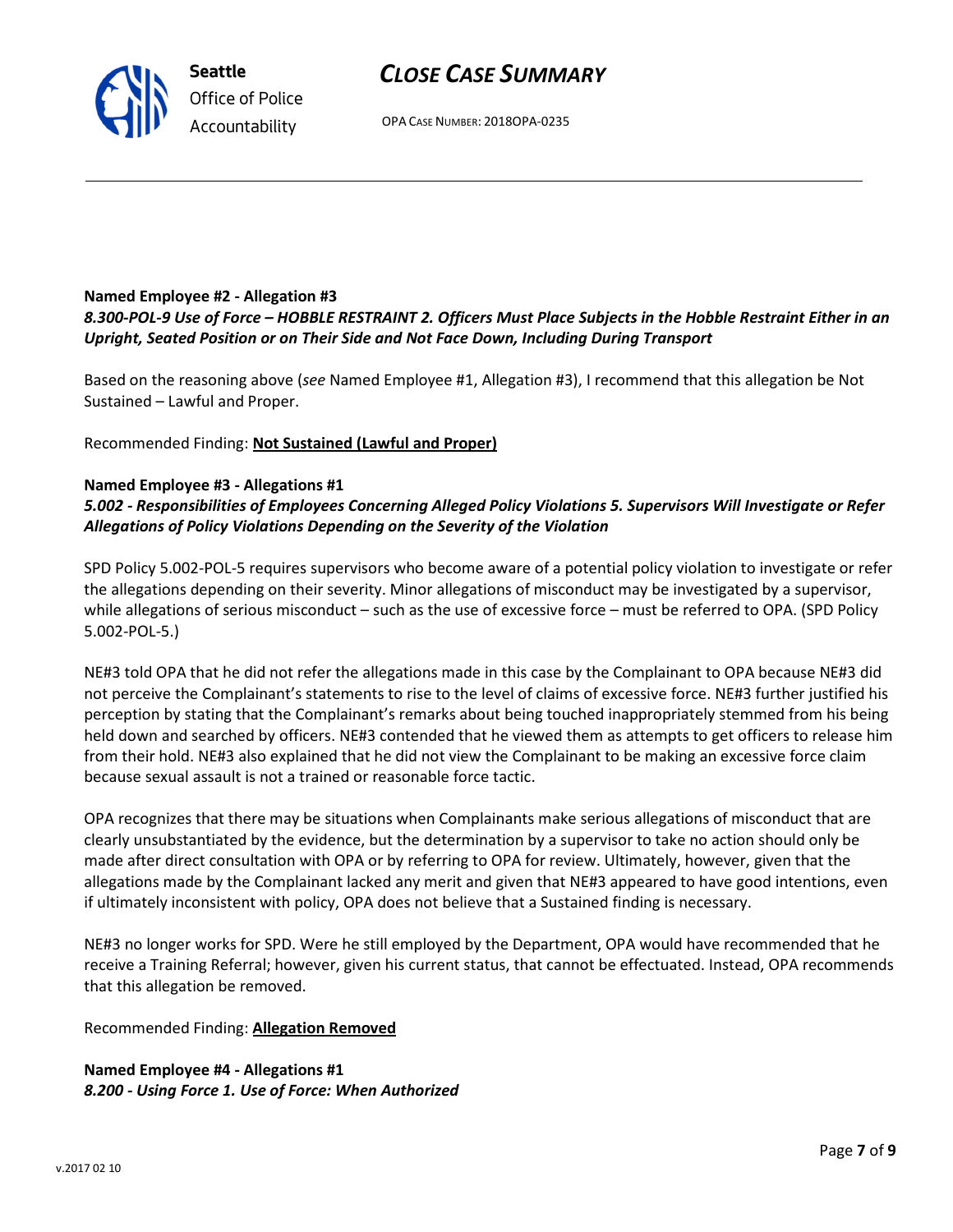**Named Employee #2 - Allegation #3**
***8.300-POL-9 Use of Force – HOBBLE RESTRAINT 2. Officers Must Place Subjects in the Hobble Restraint Either in an Upright, Seated Position or on Their Side and Not Face Down, Including During Transport***

Based on the reasoning above (*see* Named Employee #1, Allegation #3), I recommend that this allegation be Not Sustained – Lawful and Proper.

Recommended Finding: **Not Sustained (Lawful and Proper)**

**Named Employee #3 - Allegations #1**
***5.002 - Responsibilities of Employees Concerning Alleged Policy Violations 5. Supervisors Will Investigate or Refer Allegations of Policy Violations Depending on the Severity of the Violation***

SPD Policy 5.002-POL-5 requires supervisors who become aware of a potential policy violation to investigate or refer the allegations depending on their severity. Minor allegations of misconduct may be investigated by a supervisor, while allegations of serious misconduct – such as the use of excessive force – must be referred to OPA. (SPD Policy 5.002-POL-5.)

NE#3 told OPA that he did not refer the allegations made in this case by the Complainant to OPA because NE#3 did not perceive the Complainant's statements to rise to the level of claims of excessive force. NE#3 further justified his perception by stating that the Complainant's remarks about being touched inappropriately stemmed from his being held down and searched by officers. NE#3 contended that he viewed them as attempts to get officers to release him from their hold. NE#3 also explained that he did not view the Complainant to be making an excessive force claim because sexual assault is not a trained or reasonable force tactic.

OPA recognizes that there may be situations when Complainants make serious allegations of misconduct that are clearly unsubstantiated by the evidence, but the determination by a supervisor to take no action should only be made after direct consultation with OPA or by referring to OPA for review. Ultimately, however, given that the allegations made by the Complainant lacked any merit and given that NE#3 appeared to have good intentions, even if ultimately inconsistent with policy, OPA does not believe that a Sustained finding is necessary.

NE#3 no longer works for SPD. Were he still employed by the Department, OPA would have recommended that he receive a Training Referral; however, given his current status, that cannot be effectuated. Instead, OPA recommends that this allegation be removed.

Recommended Finding: **Allegation Removed**

**Named Employee #4 - Allegations #1**
***8.200 - Using Force 1. Use of Force: When Authorized***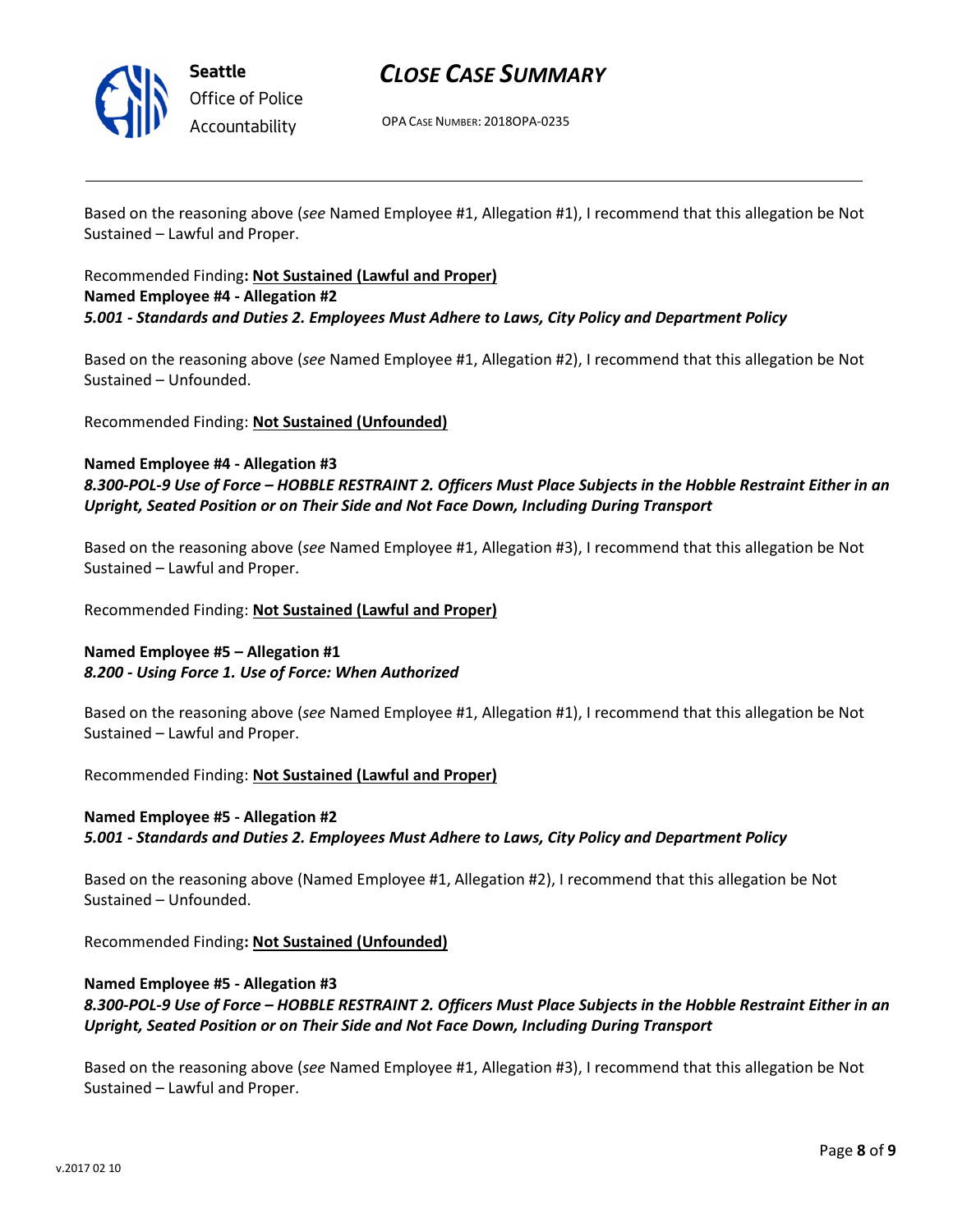Based on the reasoning above (*see* Named Employee #1, Allegation #1), I recommend that this allegation be Not Sustained – Lawful and Proper.

Recommended Finding**: Not Sustained (Lawful and Proper)**

**Named Employee #4 - Allegation #2**

***5.001 - Standards and Duties 2. Employees Must Adhere to Laws, City Policy and Department Policy***

Based on the reasoning above (*see* Named Employee #1, Allegation #2), I recommend that this allegation be Not Sustained – Unfounded.

Recommended Finding: **Not Sustained (Unfounded)**

**Named Employee #4 - Allegation #3**

***8.300-POL-9 Use of Force – HOBBLE RESTRAINT 2. Officers Must Place Subjects in the Hobble Restraint Either in an Upright, Seated Position or on Their Side and Not Face Down, Including During Transport***

Based on the reasoning above (*see* Named Employee #1, Allegation #3), I recommend that this allegation be Not Sustained – Lawful and Proper.

Recommended Finding: **Not Sustained (Lawful and Proper)**

**Named Employee #5 – Allegation #1**

***8.200 - Using Force 1. Use of Force: When Authorized***

Based on the reasoning above (*see* Named Employee #1, Allegation #1), I recommend that this allegation be Not Sustained – Lawful and Proper.

Recommended Finding: **Not Sustained (Lawful and Proper)**

**Named Employee #5 - Allegation #2**

***5.001 - Standards and Duties 2. Employees Must Adhere to Laws, City Policy and Department Policy***

Based on the reasoning above (Named Employee #1, Allegation #2), I recommend that this allegation be Not Sustained – Unfounded.

Recommended Finding**: Not Sustained (Unfounded)**

**Named Employee #5 - Allegation #3**

***8.300-POL-9 Use of Force – HOBBLE RESTRAINT 2. Officers Must Place Subjects in the Hobble Restraint Either in an Upright, Seated Position or on Their Side and Not Face Down, Including During Transport***

Based on the reasoning above (*see* Named Employee #1, Allegation #3), I recommend that this allegation be Not Sustained – Lawful and Proper.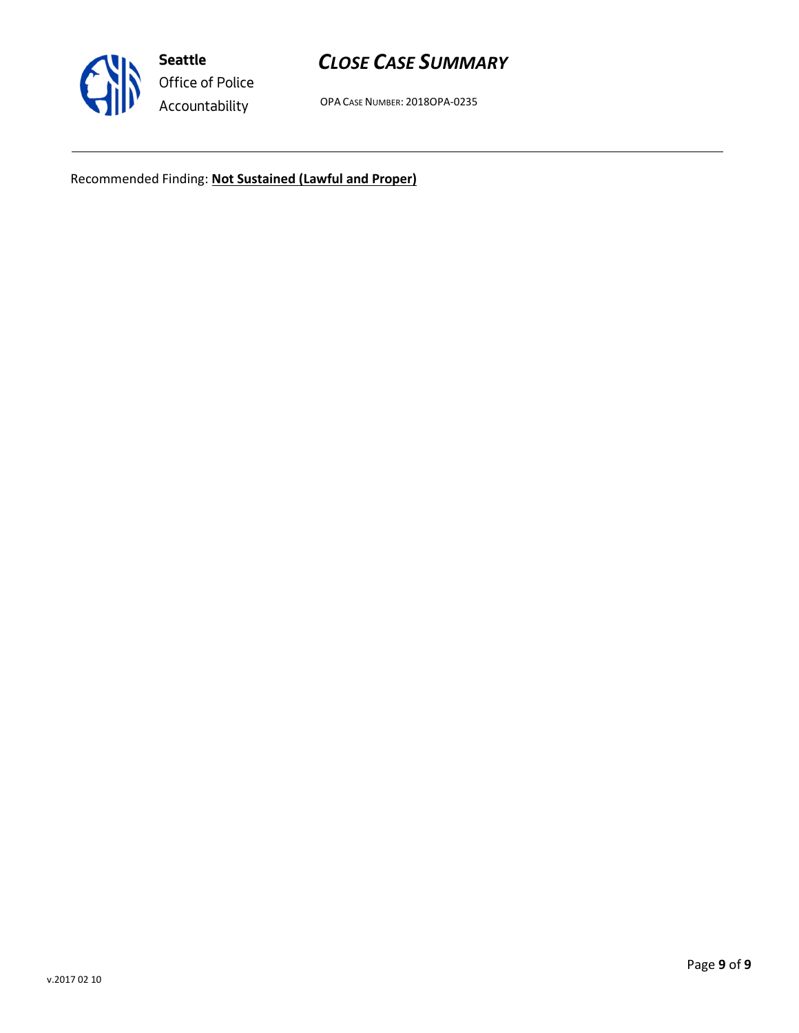Recommended Finding: **Not Sustained (Lawful and Proper)**